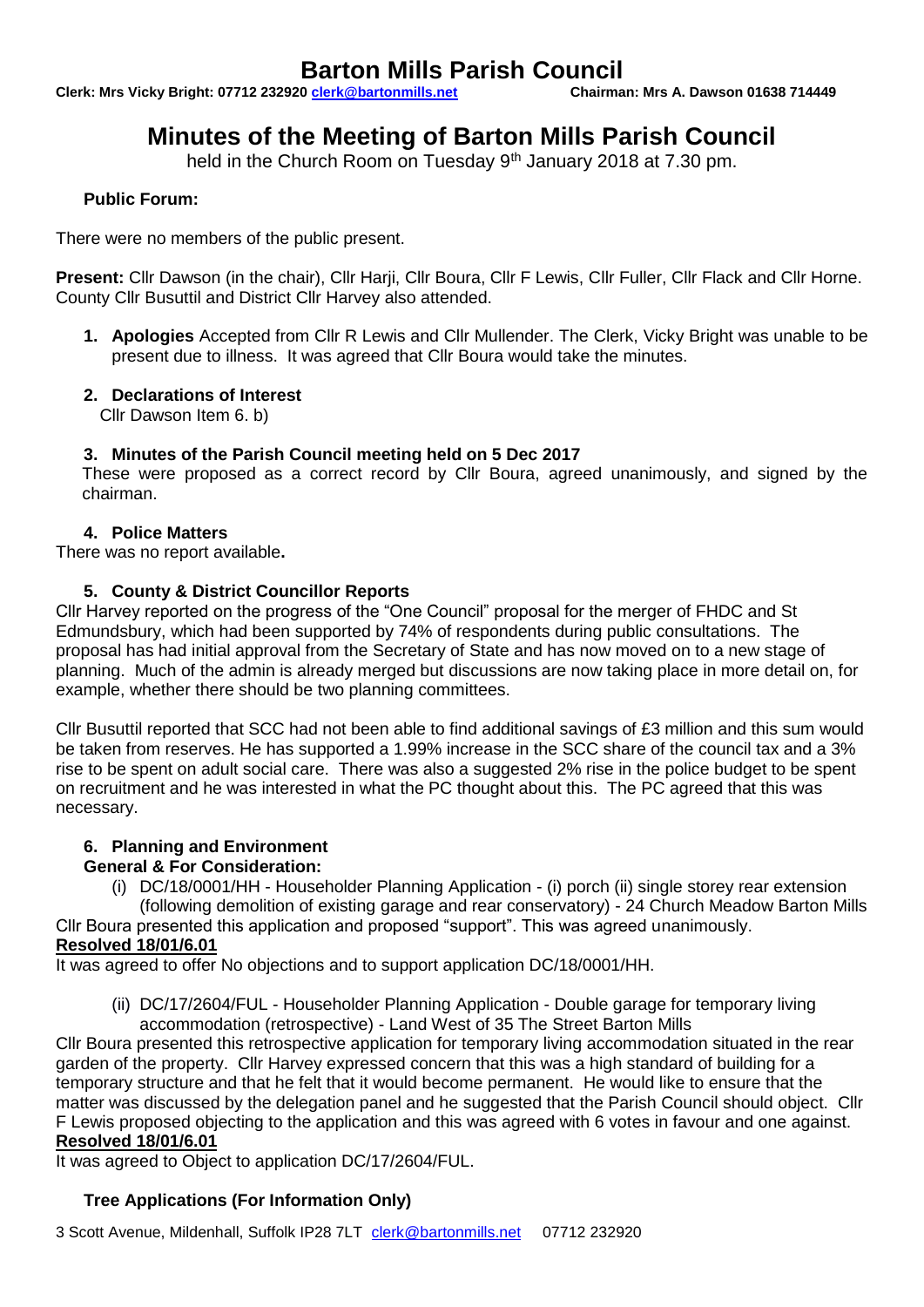# Barton Mills Parish Council

**Clerk: Mrs Vicky Bright: 07712 232920 clerk@bartonmills.net** **Chairman: Mrs A. Dawson 01638 714449**

# Minutes of the Meeting of Barton Mills Parish Council

held in the Church Room on Tuesday 9th January 2018 at 7.30 pm.

**Public Forum:**

There were no members of the public present.

**Present:** Cllr Dawson (in the chair), Cllr Harji, Cllr Boura, Cllr F Lewis, Cllr Fuller, Cllr Flack and Cllr Horne. County Cllr Busuttil and District Cllr Harvey also attended.

1. **Apologies** Accepted from Cllr R Lewis and Cllr Mullender. The Clerk, Vicky Bright was unable to be present due to illness. It was agreed that Cllr Boura would take the minutes.

2. **Declarations of Interest**
   Cllr Dawson Item 6. b)

3. **Minutes of the Parish Council meeting held on 5 Dec 2017**
   These were proposed as a correct record by Cllr Boura, agreed unanimously, and signed by the chairman.

4. **Police Matters**

There was no report available**.**

5. **County & District Councillor Reports**

Cllr Harvey reported on the progress of the "One Council" proposal for the merger of FHDC and St Edmundsbury, which had been supported by 74% of respondents during public consultations. The proposal has had initial approval from the Secretary of State and has now moved on to a new stage of planning. Much of the admin is already merged but discussions are now taking place in more detail on, for example, whether there should be two planning committees.

Cllr Busuttil reported that SCC had not been able to find additional savings of £3 million and this sum would be taken from reserves. He has supported a 1.99% increase in the SCC share of the council tax and a 3% rise to be spent on adult social care. There was also a suggested 2% rise in the police budget to be spent on recruitment and he was interested in what the PC thought about this. The PC agreed that this was necessary.

6. **Planning and Environment**

**General & For Consideration:**

(i) DC/18/0001/HH - Householder Planning Application - (i) porch (ii) single storey rear extension (following demolition of existing garage and rear conservatory) - 24 Church Meadow Barton Mills

Cllr Boura presented this application and proposed "support". This was agreed unanimously.

**Resolved 18/01/6.01**

It was agreed to offer No objections and to support application DC/18/0001/HH.

(ii) DC/17/2604/FUL - Householder Planning Application - Double garage for temporary living accommodation (retrospective) - Land West of 35 The Street Barton Mills

Cllr Boura presented this retrospective application for temporary living accommodation situated in the rear garden of the property. Cllr Harvey expressed concern that this was a high standard of building for a temporary structure and that he felt that it would become permanent. He would like to ensure that the matter was discussed by the delegation panel and he suggested that the Parish Council should object. Cllr F Lewis proposed objecting to the application and this was agreed with 6 votes in favour and one against.

**Resolved 18/01/6.01**

It was agreed to Object to application DC/17/2604/FUL.

**Tree Applications (For Information Only)**

3 Scott Avenue, Mildenhall, Suffolk IP28 7LT clerk@bartonmills.net 07712 232920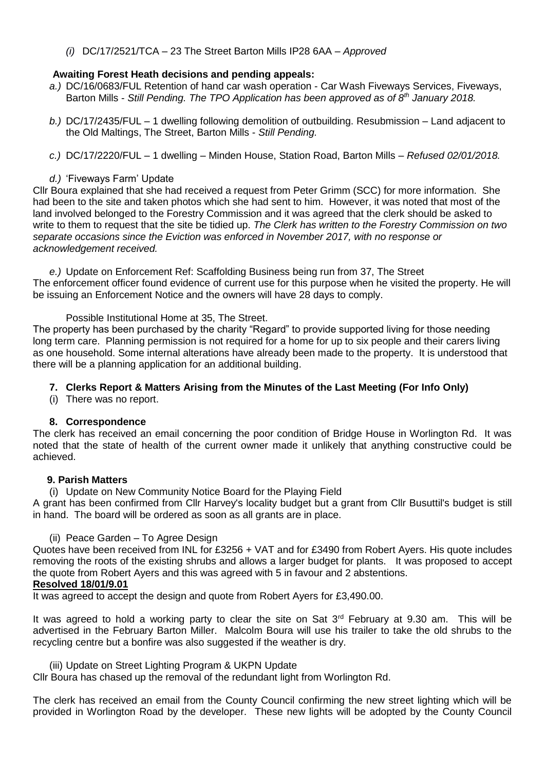(i) DC/17/2521/TCA – 23 The Street Barton Mills IP28 6AA – *Approved*

**Awaiting Forest Heath decisions and pending appeals:**

*a.)* DC/16/0683/FUL Retention of hand car wash operation - Car Wash Fiveways Services, Fiveways, Barton Mills - *Still Pending. The TPO Application has been approved as of 8th January 2018.*

*b.)* DC/17/2435/FUL – 1 dwelling following demolition of outbuilding. Resubmission – Land adjacent to the Old Maltings, The Street, Barton Mills - *Still Pending.*

*c.)* DC/17/2220/FUL – 1 dwelling – Minden House, Station Road, Barton Mills – *Refused 02/01/2018.*

*d.)* 'Fiveways Farm' Update

Cllr Boura explained that she had received a request from Peter Grimm (SCC) for more information. She had been to the site and taken photos which she had sent to him. However, it was noted that most of the land involved belonged to the Forestry Commission and it was agreed that the clerk should be asked to write to them to request that the site be tidied up. *The Clerk has written to the Forestry Commission on two separate occasions since the Eviction was enforced in November 2017, with no response or acknowledgement received.*

*e.)* Update on Enforcement Ref: Scaffolding Business being run from 37, The Street

The enforcement officer found evidence of current use for this purpose when he visited the property. He will be issuing an Enforcement Notice and the owners will have 28 days to comply.

Possible Institutional Home at 35, The Street.

The property has been purchased by the charity "Regard" to provide supported living for those needing long term care. Planning permission is not required for a home for up to six people and their carers living as one household. Some internal alterations have already been made to the property. It is understood that there will be a planning application for an additional building.

**7. Clerks Report & Matters Arising from the Minutes of the Last Meeting (For Info Only)**

(i) There was no report.

**8. Correspondence**

The clerk has received an email concerning the poor condition of Bridge House in Worlington Rd. It was noted that the state of health of the current owner made it unlikely that anything constructive could be achieved.

**9. Parish Matters**

(i) Update on New Community Notice Board for the Playing Field

A grant has been confirmed from Cllr Harvey's locality budget but a grant from Cllr Busuttil's budget is still in hand. The board will be ordered as soon as all grants are in place.

(ii) Peace Garden – To Agree Design

Quotes have been received from INL for £3256 + VAT and for £3490 from Robert Ayers. His quote includes removing the roots of the existing shrubs and allows a larger budget for plants. It was proposed to accept the quote from Robert Ayers and this was agreed with 5 in favour and 2 abstentions.

**Resolved 18/01/9.01**

It was agreed to accept the design and quote from Robert Ayers for £3,490.00.

It was agreed to hold a working party to clear the site on Sat 3rd February at 9.30 am. This will be advertised in the February Barton Miller. Malcolm Boura will use his trailer to take the old shrubs to the recycling centre but a bonfire was also suggested if the weather is dry.

(iii) Update on Street Lighting Program & UKPN Update

Cllr Boura has chased up the removal of the redundant light from Worlington Rd.

The clerk has received an email from the County Council confirming the new street lighting which will be provided in Worlington Road by the developer. These new lights will be adopted by the County Council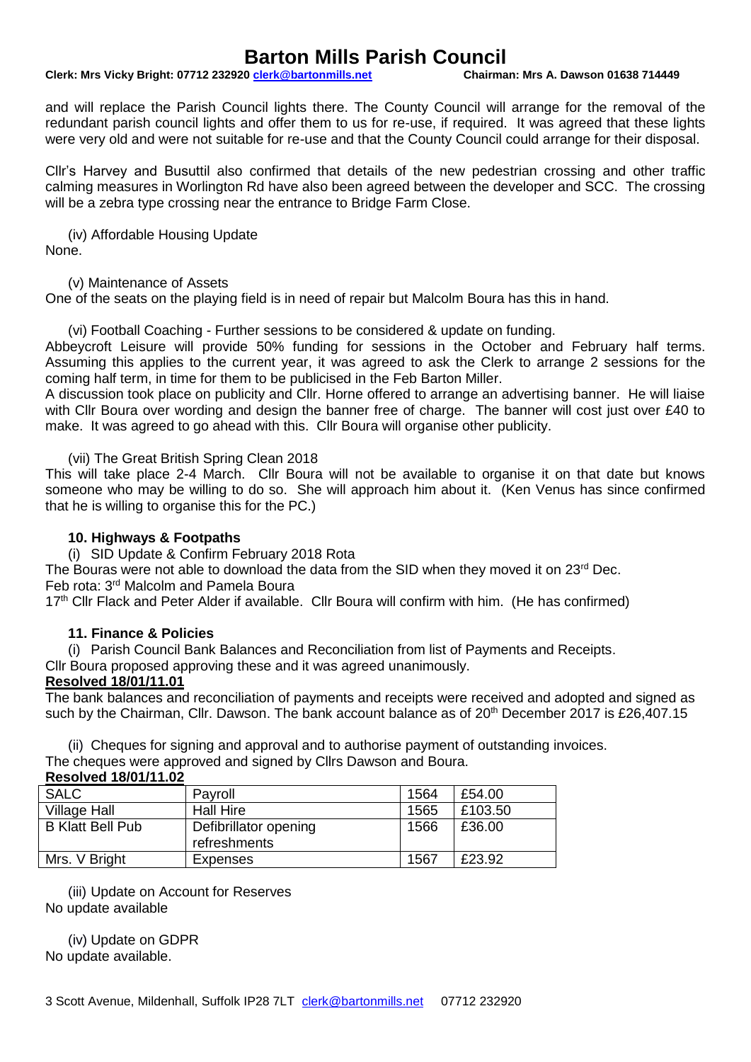and will replace the Parish Council lights there. The County Council will arrange for the removal of the redundant parish council lights and offer them to us for re-use, if required. It was agreed that these lights were very old and were not suitable for re-use and that the County Council could arrange for their disposal.

Cllr's Harvey and Busuttil also confirmed that details of the new pedestrian crossing and other traffic calming measures in Worlington Rd have also been agreed between the developer and SCC. The crossing will be a zebra type crossing near the entrance to Bridge Farm Close.

(iv) Affordable Housing Update

None.

(v) Maintenance of Assets

One of the seats on the playing field is in need of repair but Malcolm Boura has this in hand.

(vi) Football Coaching - Further sessions to be considered & update on funding.

Abbeycroft Leisure will provide 50% funding for sessions in the October and February half terms. Assuming this applies to the current year, it was agreed to ask the Clerk to arrange 2 sessions for the coming half term, in time for them to be publicised in the Feb Barton Miller.

A discussion took place on publicity and Cllr. Horne offered to arrange an advertising banner. He will liaise with Cllr Boura over wording and design the banner free of charge. The banner will cost just over £40 to make. It was agreed to go ahead with this. Cllr Boura will organise other publicity.

(vii) The Great British Spring Clean 2018

This will take place 2-4 March. Cllr Boura will not be available to organise it on that date but knows someone who may be willing to do so. She will approach him about it. (Ken Venus has since confirmed that he is willing to organise this for the PC.)

### 10. Highways & Footpaths

(i) SID Update & Confirm February 2018 Rota

The Bouras were not able to download the data from the SID when they moved it on 23rd Dec.

Feb rota: 3rd Malcolm and Pamela Boura

17th Cllr Flack and Peter Alder if available. Cllr Boura will confirm with him. (He has confirmed)

### 11. Finance & Policies

(i) Parish Council Bank Balances and Reconciliation from list of Payments and Receipts.

Cllr Boura proposed approving these and it was agreed unanimously.

**Resolved 18/01/11.01**

The bank balances and reconciliation of payments and receipts were received and adopted and signed as such by the Chairman, Cllr. Dawson. The bank account balance as of 20th December 2017 is £26,407.15

(ii) Cheques for signing and approval and to authorise payment of outstanding invoices.

The cheques were approved and signed by Cllrs Dawson and Boura.

**Resolved 18/01/11.02**

| SALC | Payroll | 1564 | £54.00 |
|---|---|---|---|
| Village Hall | Hall Hire | 1565 | £103.50 |
| B Klatt Bell Pub | Defibrillator opening refreshments | 1566 | £36.00 |
| Mrs. V Bright | Expenses | 1567 | £23.92 |

(iii) Update on Account for Reserves

No update available

(iv) Update on GDPR

No update available.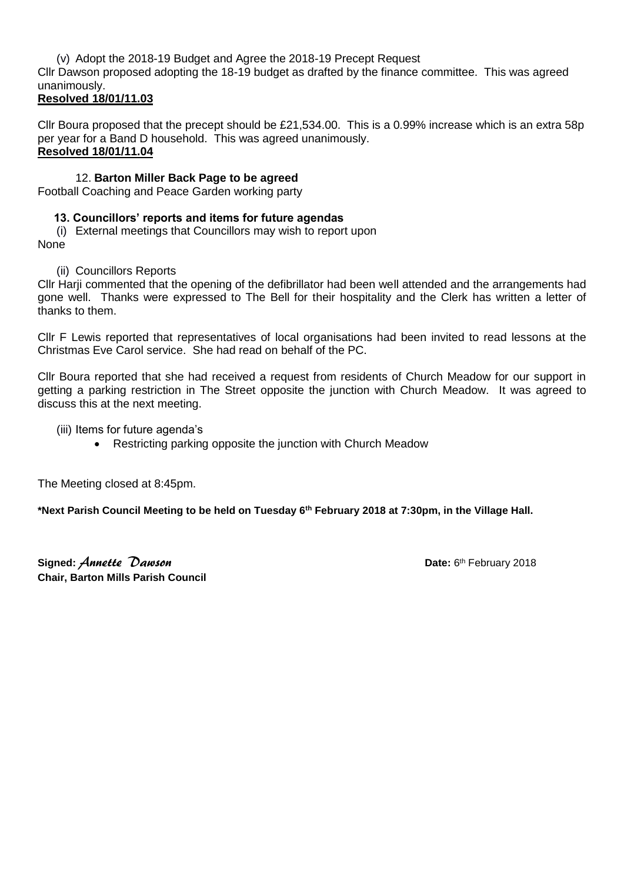(v) Adopt the 2018-19 Budget and Agree the 2018-19 Precept Request

Cllr Dawson proposed adopting the 18-19 budget as drafted by the finance committee. This was agreed unanimously.

**Resolved 18/01/11.03**

Cllr Boura proposed that the precept should be £21,534.00. This is a 0.99% increase which is an extra 58p per year for a Band D household. This was agreed unanimously.

**Resolved 18/01/11.04**

12. **Barton Miller Back Page to be agreed**

Football Coaching and Peace Garden working party

**13. Councillors' reports and items for future agendas**

(i) External meetings that Councillors may wish to report upon

None

(ii) Councillors Reports

Cllr Harji commented that the opening of the defibrillator had been well attended and the arrangements had gone well. Thanks were expressed to The Bell for their hospitality and the Clerk has written a letter of thanks to them.

Cllr F Lewis reported that representatives of local organisations had been invited to read lessons at the Christmas Eve Carol service. She had read on behalf of the PC.

Cllr Boura reported that she had received a request from residents of Church Meadow for our support in getting a parking restriction in The Street opposite the junction with Church Meadow. It was agreed to discuss this at the next meeting.

(iii) Items for future agenda's

- Restricting parking opposite the junction with Church Meadow

The Meeting closed at 8:45pm.

**\*Next Parish Council Meeting to be held on Tuesday 6th February 2018 at 7:30pm, in the Village Hall.**

**Signed:** *Annette Dawson* **Date:** 6th February 2018

**Chair, Barton Mills Parish Council**